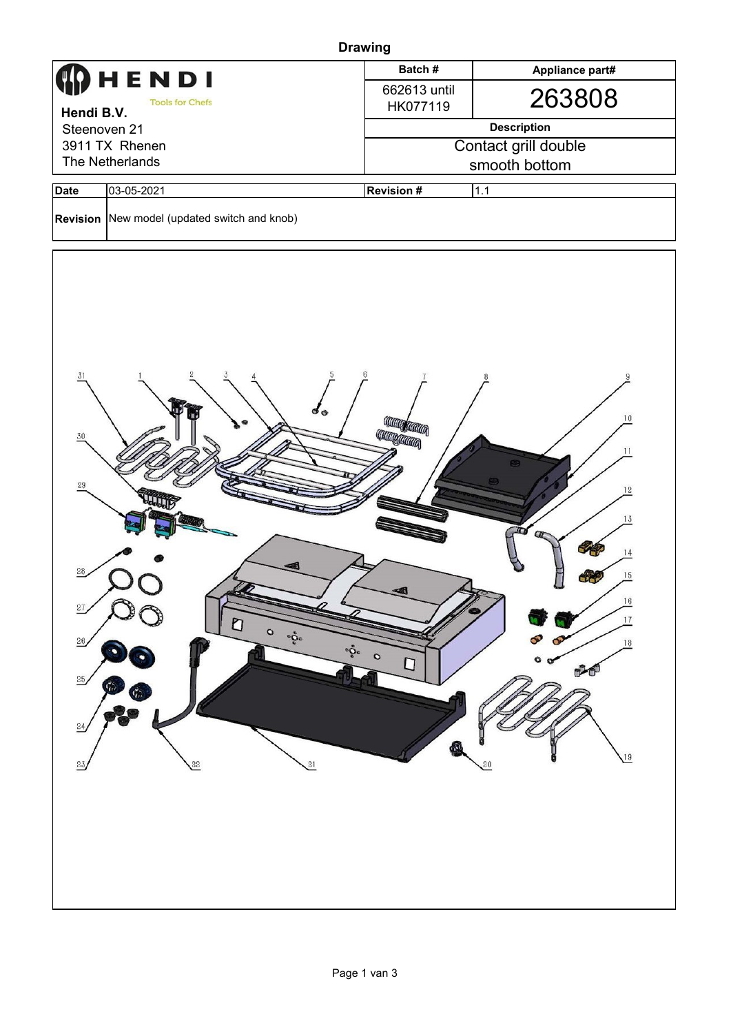# Drawing

| HENDI Tools for Chefs | Batch # | Appliance part# |
|---|---|---|
| **Hendi B.V.** Steenoven 21 3911 TX Rhenen The Netherlands | 662613 until HK077119 | 263808 |
| | **Description** | |
| | Contact grill double smooth bottom | |

| **Date** | 03-05-2021 | **Revision #** | 1.1 |
|---|---|---|---|
| **Revision** | New model (updated switch and knob) | | |

31 1 2 3 4 5 6 7 8 9 10 11 12 13 14 15 16 17 18 19 20 21 22 23 24 25 26 27 28 29 30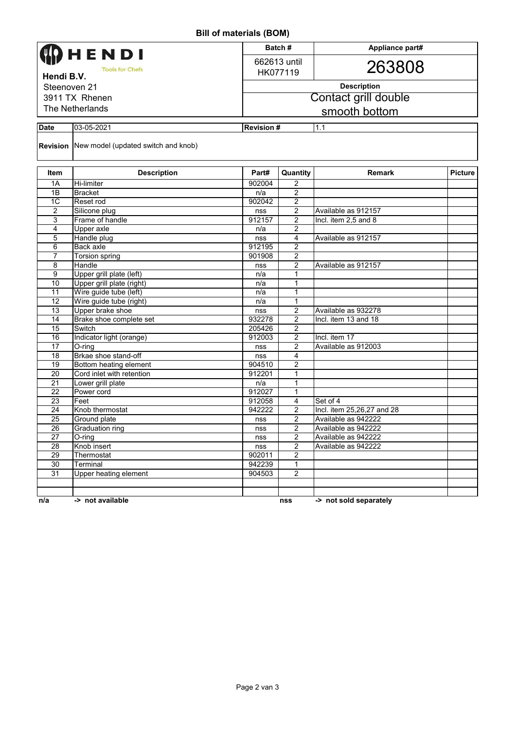# Bill of materials (BOM)

| **HENDI** Tools for Chefs | Batch # | Appliance part# |
|---|---|---|
| **Hendi B.V.** | 662613 until HK077119 | 263808 |
| Steenoven 21 | | **Description** |
| 3911 TX Rhenen | | Contact grill double smooth bottom |
| The Netherlands | | |

| **Date** | 03-05-2021 | **Revision #** | 1.1 |
|---|---|---|---|
| **Revision** | New model (updated switch and knob) | | |

| Item | Description | Part# | Quantity | Remark | Picture |
|---|---|---|---|---|---|
| 1A | Hi-limiter | 902004 | 2 | | |
| 1B | Bracket | n/a | 2 | | |
| 1C | Reset rod | 902042 | 2 | | |
| 2 | Silicone plug | nss | 2 | Available as 912157 | |
| 3 | Frame of handle | 912157 | 2 | Incl. item 2,5 and 8 | |
| 4 | Upper axle | n/a | 2 | | |
| 5 | Handle plug | nss | 4 | Available as 912157 | |
| 6 | Back axle | 912195 | 2 | | |
| 7 | Torsion spring | 901908 | 2 | | |
| 8 | Handle | nss | 2 | Available as 912157 | |
| 9 | Upper grill plate (left) | n/a | 1 | | |
| 10 | Upper grill plate (right) | n/a | 1 | | |
| 11 | Wire guide tube (left) | n/a | 1 | | |
| 12 | Wire guide tube (right) | n/a | 1 | | |
| 13 | Upper brake shoe | nss | 2 | Available as 932278 | |
| 14 | Brake shoe complete set | 932278 | 2 | Incl. item 13 and 18 | |
| 15 | Switch | 205426 | 2 | | |
| 16 | Indicator light (orange) | 912003 | 2 | Incl. item 17 | |
| 17 | O-ring | nss | 2 | Available as 912003 | |
| 18 | Brkae shoe stand-off | nss | 4 | | |
| 19 | Bottom heating element | 904510 | 2 | | |
| 20 | Cord inlet with retention | 912201 | 1 | | |
| 21 | Lower grill plate | n/a | 1 | | |
| 22 | Power cord | 912027 | 1 | | |
| 23 | Feet | 912058 | 4 | Set of 4 | |
| 24 | Knob thermostat | 942222 | 2 | Incl. item 25,26,27 and 28 | |
| 25 | Ground plate | nss | 2 | Available as 942222 | |
| 26 | Graduation ring | nss | 2 | Available as 942222 | |
| 27 | O-ring | nss | 2 | Available as 942222 | |
| 28 | Knob insert | nss | 2 | Available as 942222 | |
| 29 | Thermostat | 902011 | 2 | | |
| 30 | Terminal | 942239 | 1 | | |
| 31 | Upper heating element | 904503 | 2 | | |
| | | | | | |
| | | | | | |

**n/a** **-> not available** **nss** **-> not sold separately**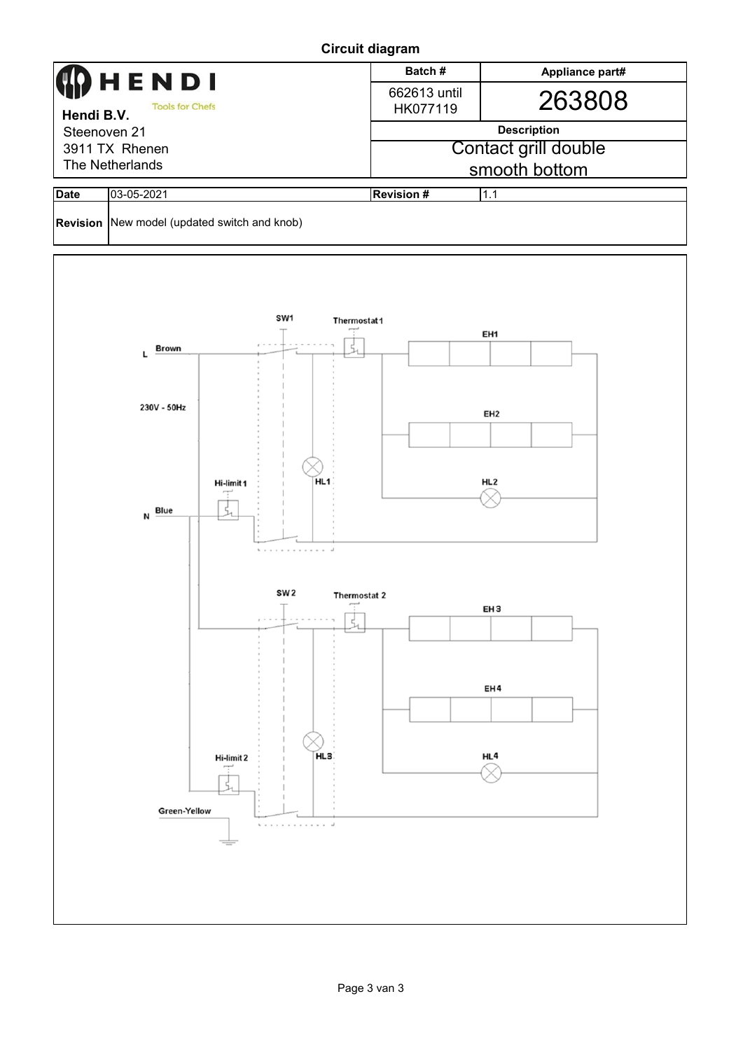# Circuit diagram

| | | |
|---|---|---|
| **HENDI** Tools for Chefs | **Batch #** | **Appliance part#** |
| **Hendi B.V.** | 662613 until HK077119 | 263808 |
| Steenoven 21 | **Description** | |
| 3911 TX Rhenen | Contact grill double smooth bottom | |
| The Netherlands | | |

| | | | |
|---|---|---|---|
| **Date** | 03-05-2021 | **Revision #** | 1.1 |
| **Revision** | New model (updated switch and knob) | | |

SW1
Thermostat 1
EH1
L Brown
230V - 50Hz
EH2
HL1
HL2
Hi-limit 1
N Blue
SW 2
Thermostat 2
EH 3
EH 4
HL3
HL4
Hi-limit 2
Green-Yellow